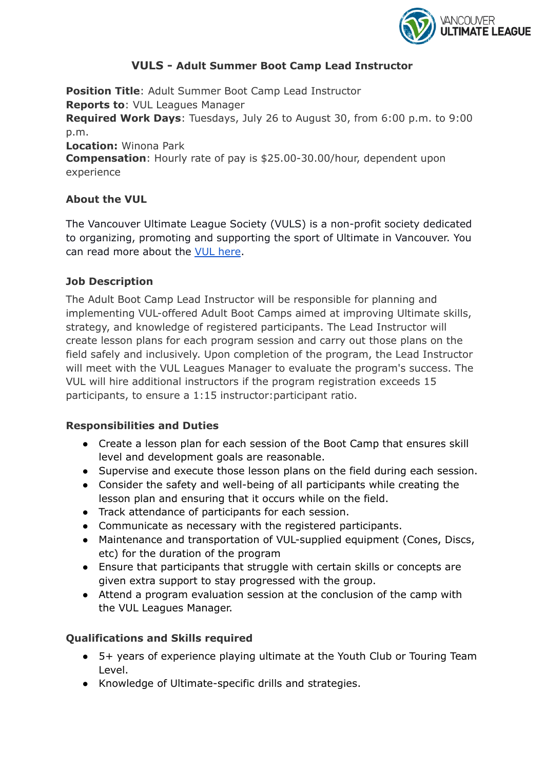# VULS - Adult Summer Boot Camp Lead Instructor

**Position Title**: Adult Summer Boot Camp Lead Instructor
**Reports to**: VUL Leagues Manager
**Required Work Days**: Tuesdays, July 26 to August 30, from 6:00 p.m. to 9:00 p.m.
**Location:** Winona Park
**Compensation**: Hourly rate of pay is $25.00-30.00/hour, dependent upon experience

### About the VUL

The Vancouver Ultimate League Society (VULS) is a non-profit society dedicated to organizing, promoting and supporting the sport of Ultimate in Vancouver. You can read more about the VUL here.

### Job Description

The Adult Boot Camp Lead Instructor will be responsible for planning and implementing VUL-offered Adult Boot Camps aimed at improving Ultimate skills, strategy, and knowledge of registered participants. The Lead Instructor will create lesson plans for each program session and carry out those plans on the field safely and inclusively. Upon completion of the program, the Lead Instructor will meet with the VUL Leagues Manager to evaluate the program's success. The VUL will hire additional instructors if the program registration exceeds 15 participants, to ensure a 1:15 instructor:participant ratio.

### Responsibilities and Duties

- Create a lesson plan for each session of the Boot Camp that ensures skill level and development goals are reasonable.
- Supervise and execute those lesson plans on the field during each session.
- Consider the safety and well-being of all participants while creating the lesson plan and ensuring that it occurs while on the field.
- Track attendance of participants for each session.
- Communicate as necessary with the registered participants.
- Maintenance and transportation of VUL-supplied equipment (Cones, Discs, etc) for the duration of the program
- Ensure that participants that struggle with certain skills or concepts are given extra support to stay progressed with the group.
- Attend a program evaluation session at the conclusion of the camp with the VUL Leagues Manager.

### Qualifications and Skills required

- 5+ years of experience playing ultimate at the Youth Club or Touring Team Level.
- Knowledge of Ultimate-specific drills and strategies.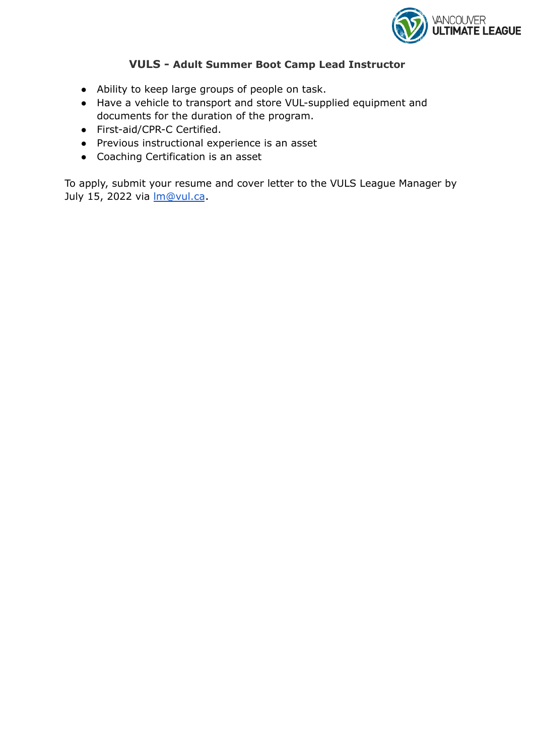## VULS - Adult Summer Boot Camp Lead Instructor

- Ability to keep large groups of people on task.
- Have a vehicle to transport and store VUL-supplied equipment and documents for the duration of the program.
- First-aid/CPR-C Certified.
- Previous instructional experience is an asset
- Coaching Certification is an asset

To apply, submit your resume and cover letter to the VULS League Manager by July 15, 2022 via lm@vul.ca.